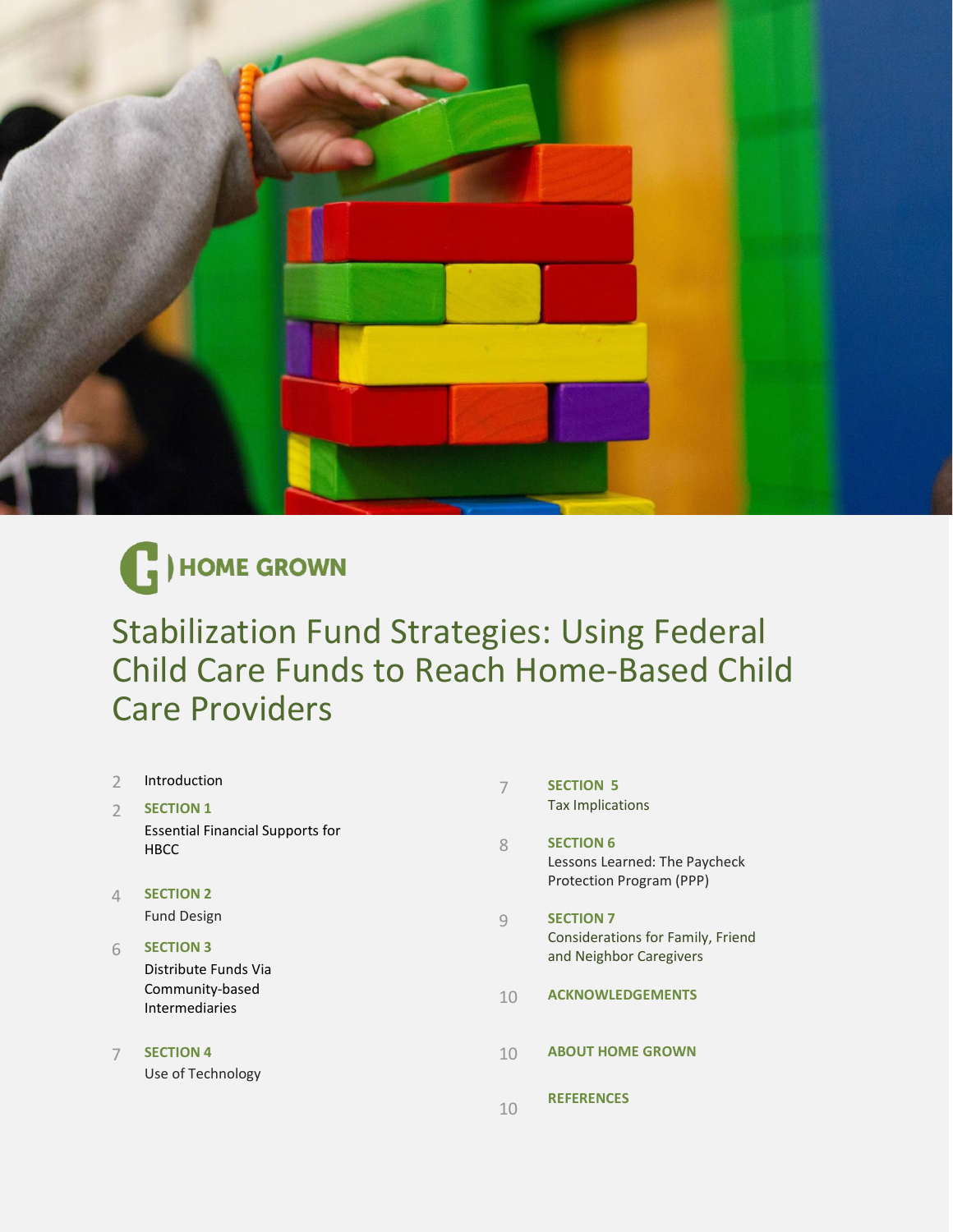HOME GROWN

# Stabilization Fund Strategies: Using Federal Child Care Funds to Reach Home-Based Child Care Providers

2 Introduction

2 **SECTION 1**
Essential Financial Supports for HBCC

4 **SECTION 2**
Fund Design

6 **SECTION 3**
Distribute Funds Via Community-based Intermediaries

7 **SECTION 4**
Use of Technology

7 **SECTION 5**
Tax Implications

8 **SECTION 6**
Lessons Learned: The Paycheck Protection Program (PPP)

9 **SECTION 7**
Considerations for Family, Friend and Neighbor Caregivers

10 **ACKNOWLEDGEMENTS**

10 **ABOUT HOME GROWN**

10 **REFERENCES**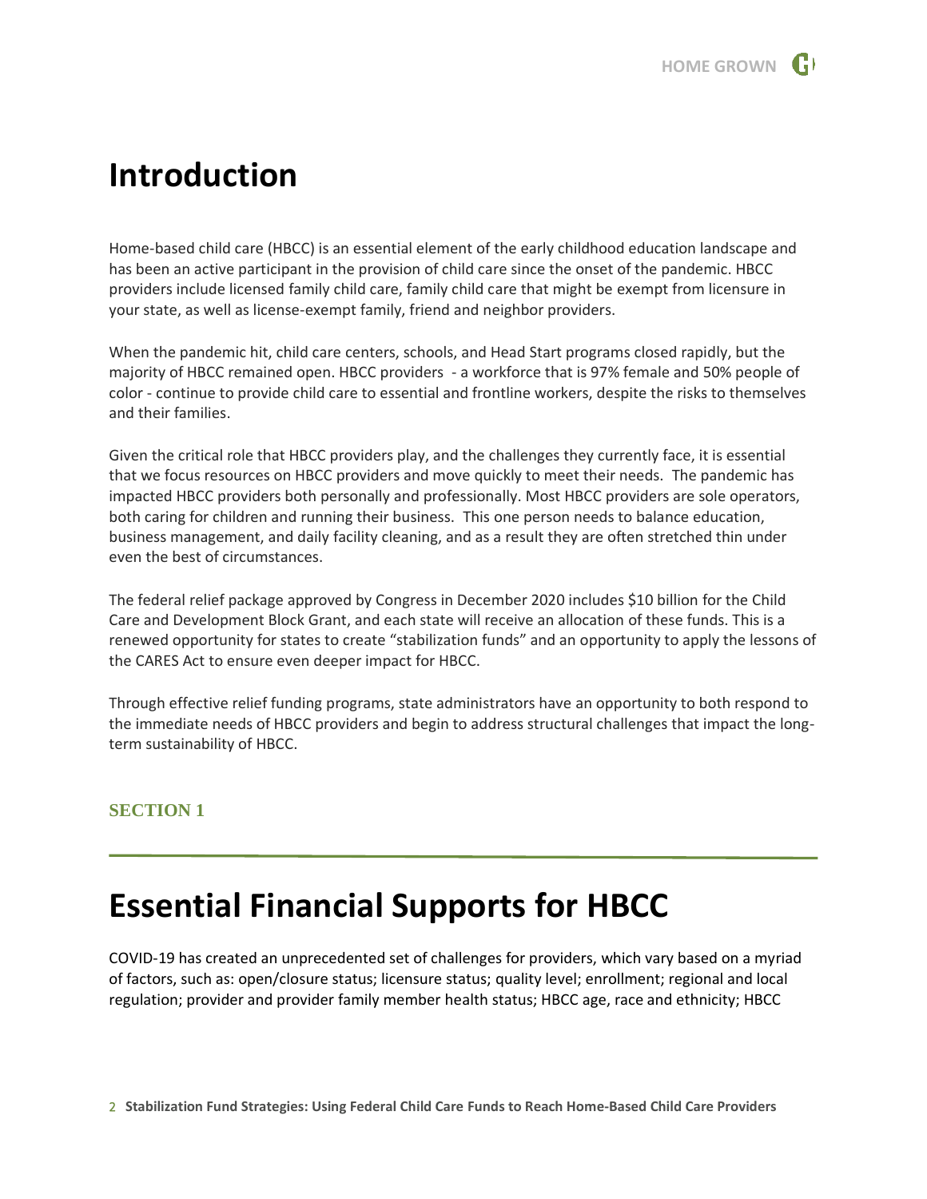# Introduction

Home-based child care (HBCC) is an essential element of the early childhood education landscape and has been an active participant in the provision of child care since the onset of the pandemic. HBCC providers include licensed family child care, family child care that might be exempt from licensure in your state, as well as license-exempt family, friend and neighbor providers.

When the pandemic hit, child care centers, schools, and Head Start programs closed rapidly, but the majority of HBCC remained open. HBCC providers - a workforce that is 97% female and 50% people of color - continue to provide child care to essential and frontline workers, despite the risks to themselves and their families.

Given the critical role that HBCC providers play, and the challenges they currently face, it is essential that we focus resources on HBCC providers and move quickly to meet their needs. The pandemic has impacted HBCC providers both personally and professionally. Most HBCC providers are sole operators, both caring for children and running their business. This one person needs to balance education, business management, and daily facility cleaning, and as a result they are often stretched thin under even the best of circumstances.

The federal relief package approved by Congress in December 2020 includes $10 billion for the Child Care and Development Block Grant, and each state will receive an allocation of these funds. This is a renewed opportunity for states to create "stabilization funds" and an opportunity to apply the lessons of the CARES Act to ensure even deeper impact for HBCC.

Through effective relief funding programs, state administrators have an opportunity to both respond to the immediate needs of HBCC providers and begin to address structural challenges that impact the long-term sustainability of HBCC.

**SECTION 1**

# Essential Financial Supports for HBCC

COVID-19 has created an unprecedented set of challenges for providers, which vary based on a myriad of factors, such as: open/closure status; licensure status; quality level; enrollment; regional and local regulation; provider and provider family member health status; HBCC age, race and ethnicity; HBCC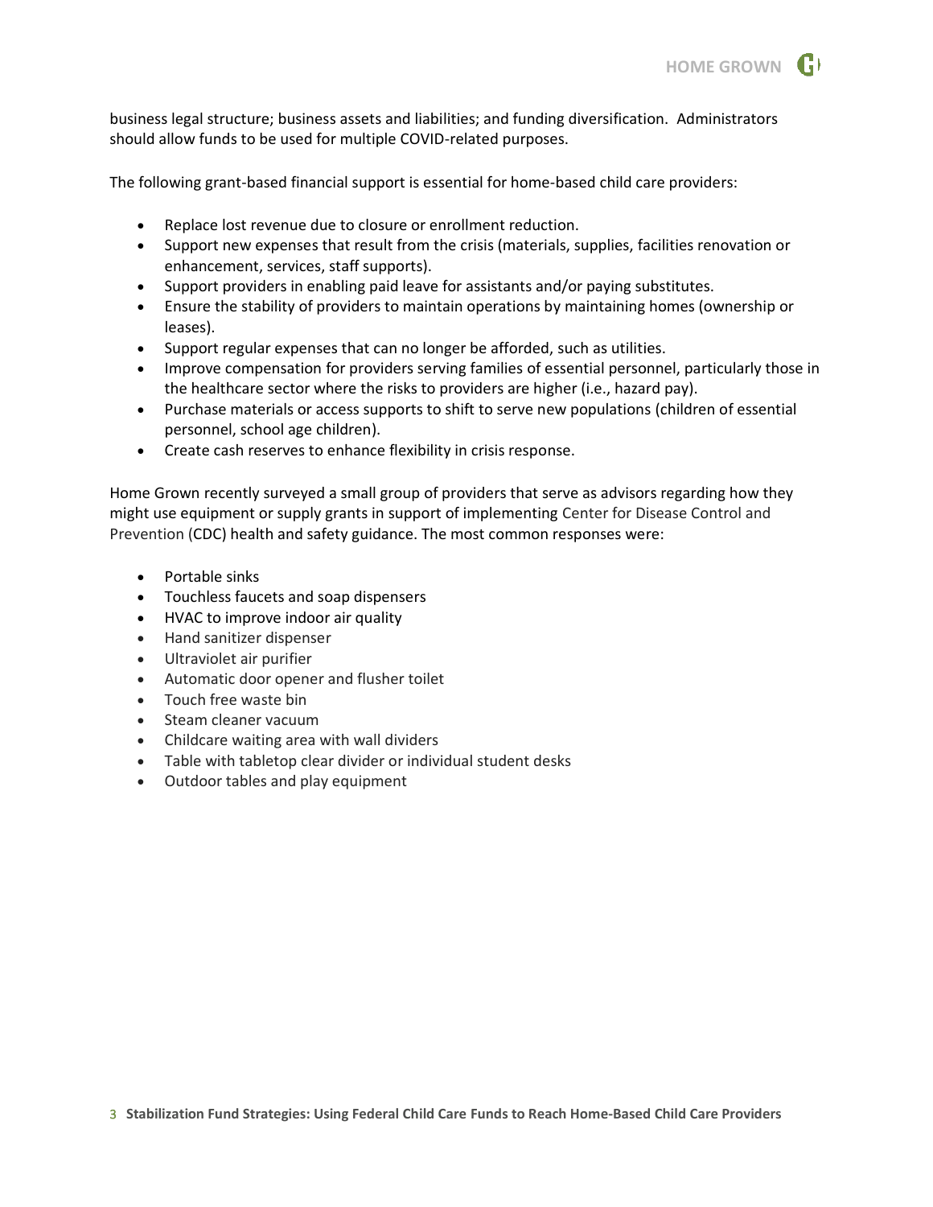business legal structure; business assets and liabilities; and funding diversification. Administrators should allow funds to be used for multiple COVID-related purposes.

The following grant-based financial support is essential for home-based child care providers:

- Replace lost revenue due to closure or enrollment reduction.
- Support new expenses that result from the crisis (materials, supplies, facilities renovation or enhancement, services, staff supports).
- Support providers in enabling paid leave for assistants and/or paying substitutes.
- Ensure the stability of providers to maintain operations by maintaining homes (ownership or leases).
- Support regular expenses that can no longer be afforded, such as utilities.
- Improve compensation for providers serving families of essential personnel, particularly those in the healthcare sector where the risks to providers are higher (i.e., hazard pay).
- Purchase materials or access supports to shift to serve new populations (children of essential personnel, school age children).
- Create cash reserves to enhance flexibility in crisis response.

Home Grown recently surveyed a small group of providers that serve as advisors regarding how they might use equipment or supply grants in support of implementing Center for Disease Control and Prevention (CDC) health and safety guidance. The most common responses were:

- Portable sinks
- Touchless faucets and soap dispensers
- HVAC to improve indoor air quality
- Hand sanitizer dispenser
- Ultraviolet air purifier
- Automatic door opener and flusher toilet
- Touch free waste bin
- Steam cleaner vacuum
- Childcare waiting area with wall dividers
- Table with tabletop clear divider or individual student desks
- Outdoor tables and play equipment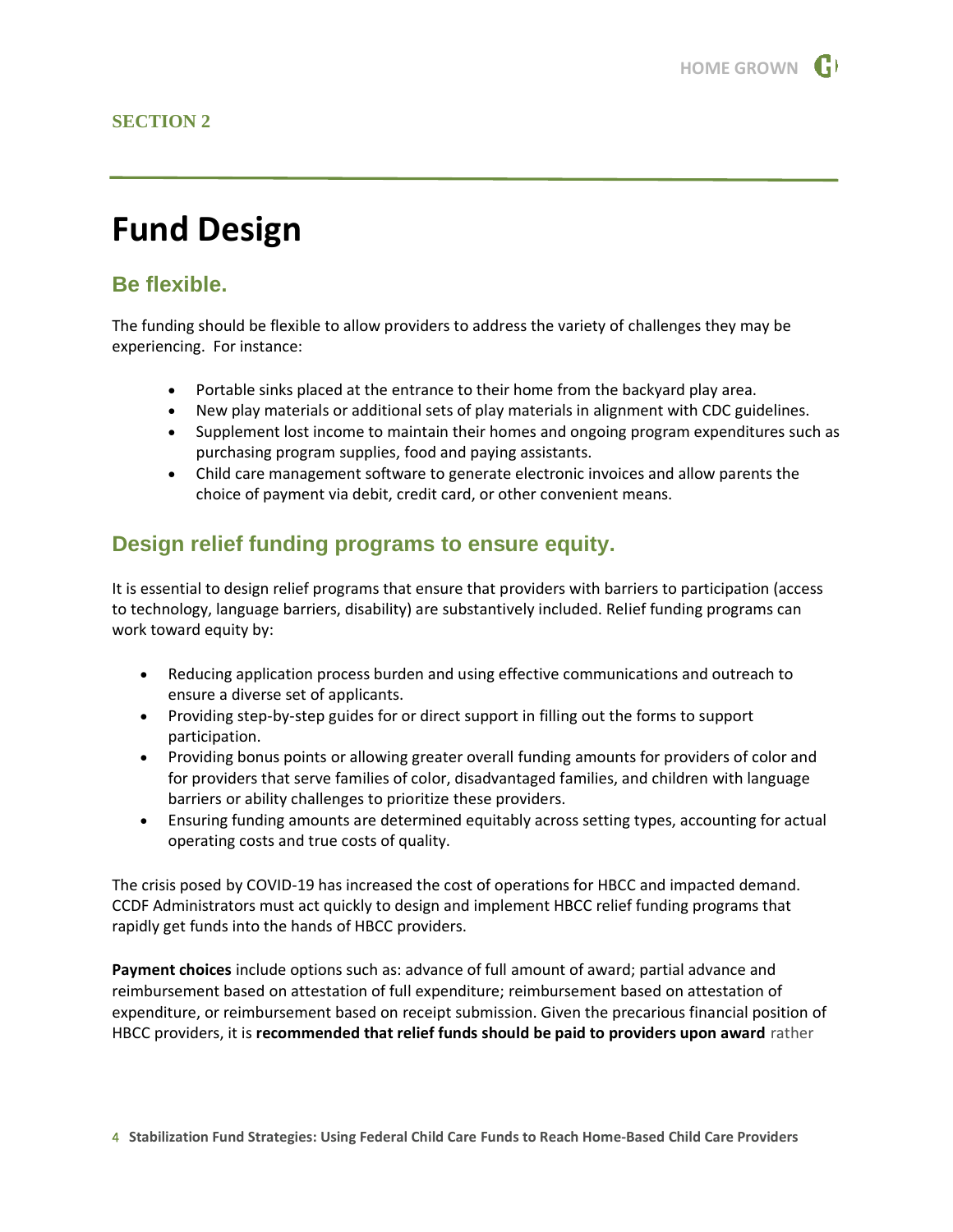**SECTION 2**

# Fund Design

## Be flexible.

The funding should be flexible to allow providers to address the variety of challenges they may be experiencing. For instance:

- Portable sinks placed at the entrance to their home from the backyard play area.
- New play materials or additional sets of play materials in alignment with CDC guidelines.
- Supplement lost income to maintain their homes and ongoing program expenditures such as purchasing program supplies, food and paying assistants.
- Child care management software to generate electronic invoices and allow parents the choice of payment via debit, credit card, or other convenient means.

## Design relief funding programs to ensure equity.

It is essential to design relief programs that ensure that providers with barriers to participation (access to technology, language barriers, disability) are substantively included. Relief funding programs can work toward equity by:

- Reducing application process burden and using effective communications and outreach to ensure a diverse set of applicants.
- Providing step-by-step guides for or direct support in filling out the forms to support participation.
- Providing bonus points or allowing greater overall funding amounts for providers of color and for providers that serve families of color, disadvantaged families, and children with language barriers or ability challenges to prioritize these providers.
- Ensuring funding amounts are determined equitably across setting types, accounting for actual operating costs and true costs of quality.

The crisis posed by COVID-19 has increased the cost of operations for HBCC and impacted demand. CCDF Administrators must act quickly to design and implement HBCC relief funding programs that rapidly get funds into the hands of HBCC providers.

**Payment choices** include options such as: advance of full amount of award; partial advance and reimbursement based on attestation of full expenditure; reimbursement based on attestation of expenditure, or reimbursement based on receipt submission. Given the precarious financial position of HBCC providers, it is **recommended that relief funds should be paid to providers upon award** rather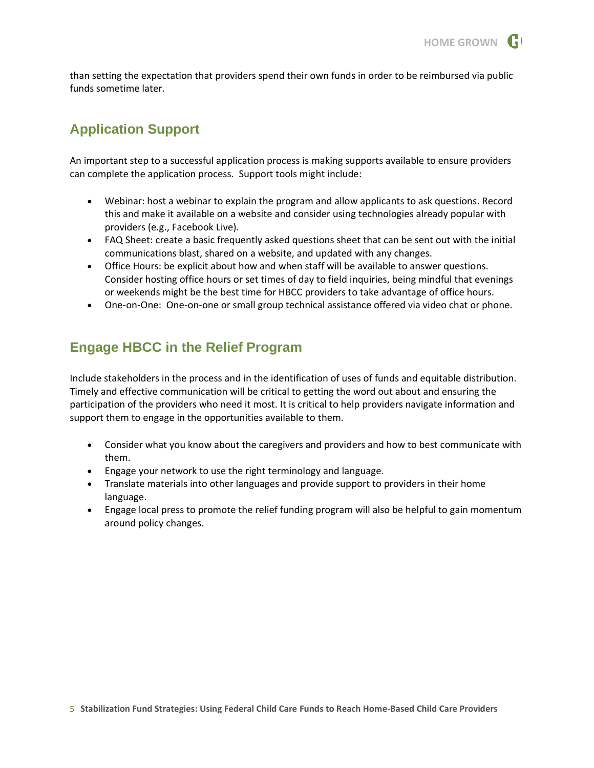than setting the expectation that providers spend their own funds in order to be reimbursed via public funds sometime later.

## Application Support

An important step to a successful application process is making supports available to ensure providers can complete the application process. Support tools might include:

- Webinar: host a webinar to explain the program and allow applicants to ask questions. Record this and make it available on a website and consider using technologies already popular with providers (e.g., Facebook Live).
- FAQ Sheet: create a basic frequently asked questions sheet that can be sent out with the initial communications blast, shared on a website, and updated with any changes.
- Office Hours: be explicit about how and when staff will be available to answer questions. Consider hosting office hours or set times of day to field inquiries, being mindful that evenings or weekends might be the best time for HBCC providers to take advantage of office hours.
- One-on-One: One-on-one or small group technical assistance offered via video chat or phone.

## Engage HBCC in the Relief Program

Include stakeholders in the process and in the identification of uses of funds and equitable distribution. Timely and effective communication will be critical to getting the word out about and ensuring the participation of the providers who need it most. It is critical to help providers navigate information and support them to engage in the opportunities available to them.

- Consider what you know about the caregivers and providers and how to best communicate with them.
- Engage your network to use the right terminology and language.
- Translate materials into other languages and provide support to providers in their home language.
- Engage local press to promote the relief funding program will also be helpful to gain momentum around policy changes.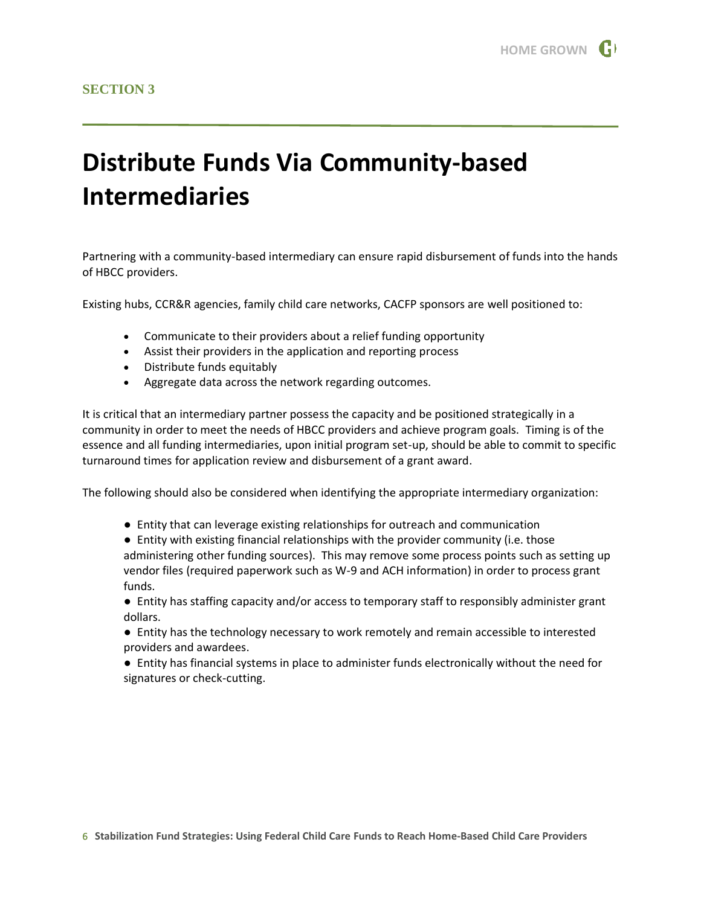SECTION 3

# Distribute Funds Via Community-based Intermediaries

Partnering with a community-based intermediary can ensure rapid disbursement of funds into the hands of HBCC providers.

Existing hubs, CCR&R agencies, family child care networks, CACFP sponsors are well positioned to:

- Communicate to their providers about a relief funding opportunity
- Assist their providers in the application and reporting process
- Distribute funds equitably
- Aggregate data across the network regarding outcomes.

It is critical that an intermediary partner possess the capacity and be positioned strategically in a community in order to meet the needs of HBCC providers and achieve program goals. Timing is of the essence and all funding intermediaries, upon initial program set-up, should be able to commit to specific turnaround times for application review and disbursement of a grant award.

The following should also be considered when identifying the appropriate intermediary organization:

- Entity that can leverage existing relationships for outreach and communication
- Entity with existing financial relationships with the provider community (i.e. those administering other funding sources). This may remove some process points such as setting up vendor files (required paperwork such as W-9 and ACH information) in order to process grant funds.
- Entity has staffing capacity and/or access to temporary staff to responsibly administer grant dollars.
- Entity has the technology necessary to work remotely and remain accessible to interested providers and awardees.
- Entity has financial systems in place to administer funds electronically without the need for signatures or check-cutting.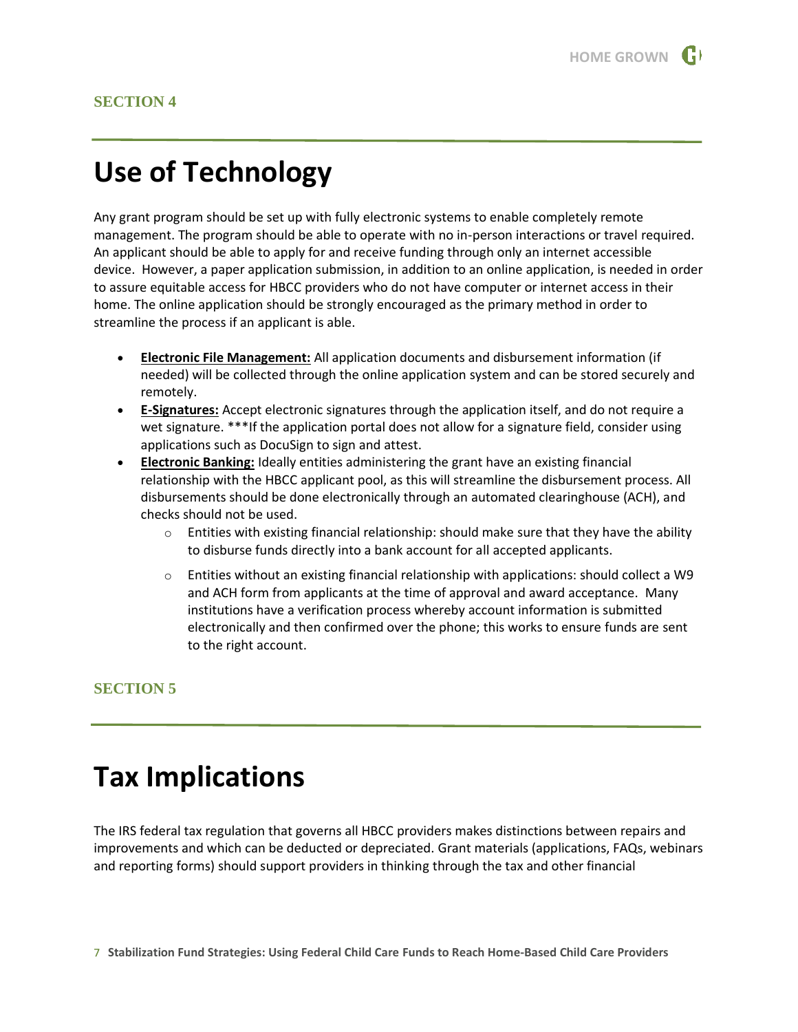SECTION 4

# Use of Technology

Any grant program should be set up with fully electronic systems to enable completely remote management. The program should be able to operate with no in-person interactions or travel required. An applicant should be able to apply for and receive funding through only an internet accessible device. However, a paper application submission, in addition to an online application, is needed in order to assure equitable access for HBCC providers who do not have computer or internet access in their home. The online application should be strongly encouraged as the primary method in order to streamline the process if an applicant is able.

- **Electronic File Management:** All application documents and disbursement information (if needed) will be collected through the online application system and can be stored securely and remotely.
- **E-Signatures:** Accept electronic signatures through the application itself, and do not require a wet signature. ***If the application portal does not allow for a signature field, consider using applications such as DocuSign to sign and attest.
- **Electronic Banking:** Ideally entities administering the grant have an existing financial relationship with the HBCC applicant pool, as this will streamline the disbursement process. All disbursements should be done electronically through an automated clearinghouse (ACH), and checks should not be used.
  - Entities with existing financial relationship: should make sure that they have the ability to disburse funds directly into a bank account for all accepted applicants.
  - Entities without an existing financial relationship with applications: should collect a W9 and ACH form from applicants at the time of approval and award acceptance. Many institutions have a verification process whereby account information is submitted electronically and then confirmed over the phone; this works to ensure funds are sent to the right account.

SECTION 5

# Tax Implications

The IRS federal tax regulation that governs all HBCC providers makes distinctions between repairs and improvements and which can be deducted or depreciated. Grant materials (applications, FAQs, webinars and reporting forms) should support providers in thinking through the tax and other financial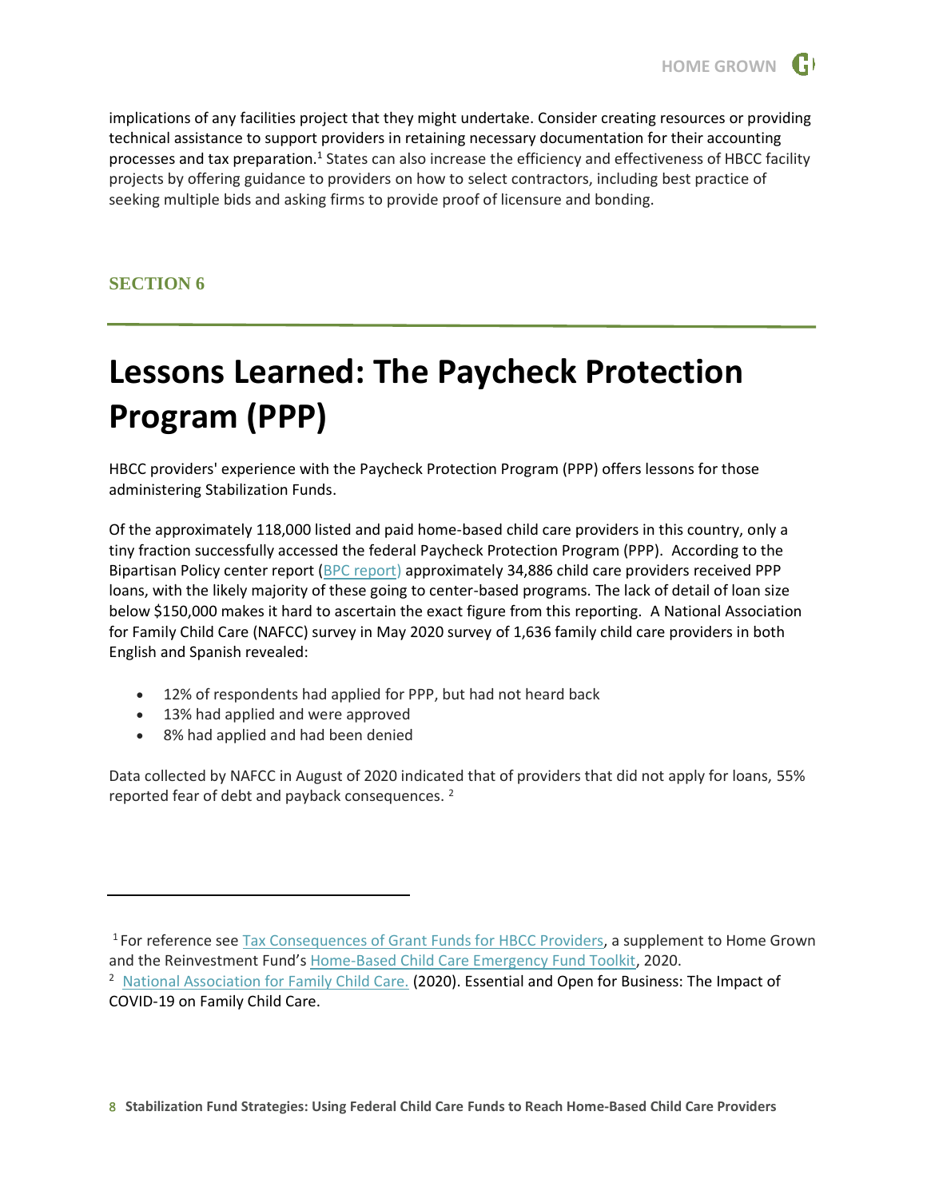implications of any facilities project that they might undertake. Consider creating resources or providing technical assistance to support providers in retaining necessary documentation for their accounting processes and tax preparation.[1] States can also increase the efficiency and effectiveness of HBCC facility projects by offering guidance to providers on how to select contractors, including best practice of seeking multiple bids and asking firms to provide proof of licensure and bonding.

**SECTION 6**

# Lessons Learned: The Paycheck Protection Program (PPP)

HBCC providers' experience with the Paycheck Protection Program (PPP) offers lessons for those administering Stabilization Funds.

Of the approximately 118,000 listed and paid home-based child care providers in this country, only a tiny fraction successfully accessed the federal Paycheck Protection Program (PPP). According to the Bipartisan Policy center report (BPC report) approximately 34,886 child care providers received PPP loans, with the likely majority of these going to center-based programs. The lack of detail of loan size below $150,000 makes it hard to ascertain the exact figure from this reporting. A National Association for Family Child Care (NAFCC) survey in May 2020 survey of 1,636 family child care providers in both English and Spanish revealed:

- 12% of respondents had applied for PPP, but had not heard back
- 13% had applied and were approved
- 8% had applied and had been denied

Data collected by NAFCC in August of 2020 indicated that of providers that did not apply for loans, 55% reported fear of debt and payback consequences. [2]

---

[1] For reference see Tax Consequences of Grant Funds for HBCC Providers, a supplement to Home Grown and the Reinvestment Fund's Home-Based Child Care Emergency Fund Toolkit, 2020.

[2] National Association for Family Child Care. (2020). Essential and Open for Business: The Impact of COVID-19 on Family Child Care.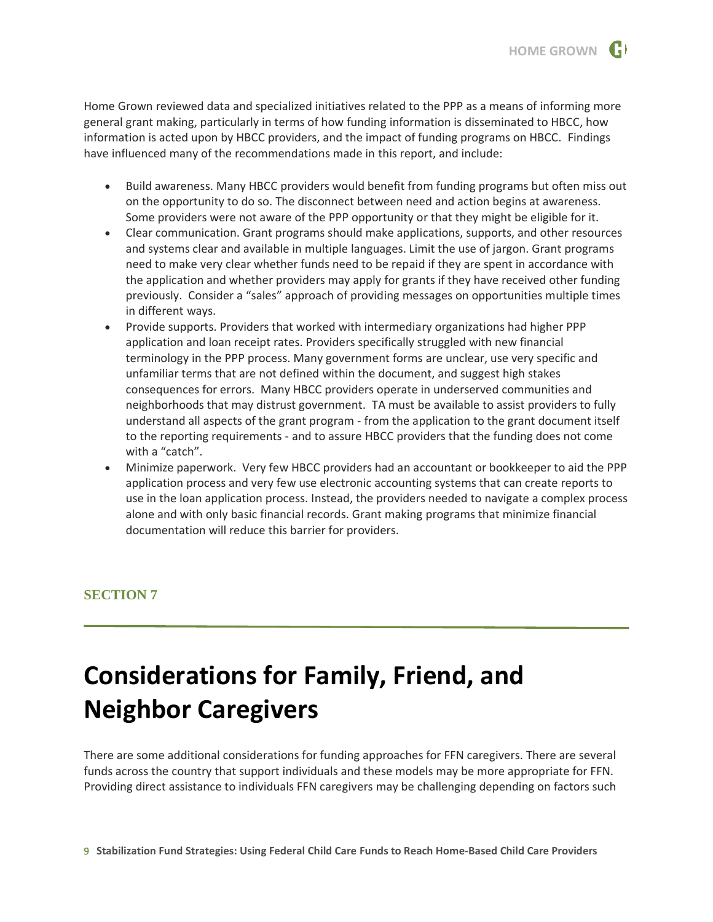Home Grown reviewed data and specialized initiatives related to the PPP as a means of informing more general grant making, particularly in terms of how funding information is disseminated to HBCC, how information is acted upon by HBCC providers, and the impact of funding programs on HBCC. Findings have influenced many of the recommendations made in this report, and include:

- Build awareness. Many HBCC providers would benefit from funding programs but often miss out on the opportunity to do so. The disconnect between need and action begins at awareness. Some providers were not aware of the PPP opportunity or that they might be eligible for it.
- Clear communication. Grant programs should make applications, supports, and other resources and systems clear and available in multiple languages. Limit the use of jargon. Grant programs need to make very clear whether funds need to be repaid if they are spent in accordance with the application and whether providers may apply for grants if they have received other funding previously. Consider a "sales" approach of providing messages on opportunities multiple times in different ways.
- Provide supports. Providers that worked with intermediary organizations had higher PPP application and loan receipt rates. Providers specifically struggled with new financial terminology in the PPP process. Many government forms are unclear, use very specific and unfamiliar terms that are not defined within the document, and suggest high stakes consequences for errors. Many HBCC providers operate in underserved communities and neighborhoods that may distrust government. TA must be available to assist providers to fully understand all aspects of the grant program - from the application to the grant document itself to the reporting requirements - and to assure HBCC providers that the funding does not come with a "catch".
- Minimize paperwork. Very few HBCC providers had an accountant or bookkeeper to aid the PPP application process and very few use electronic accounting systems that can create reports to use in the loan application process. Instead, the providers needed to navigate a complex process alone and with only basic financial records. Grant making programs that minimize financial documentation will reduce this barrier for providers.

**SECTION 7**

# Considerations for Family, Friend, and Neighbor Caregivers

There are some additional considerations for funding approaches for FFN caregivers. There are several funds across the country that support individuals and these models may be more appropriate for FFN. Providing direct assistance to individuals FFN caregivers may be challenging depending on factors such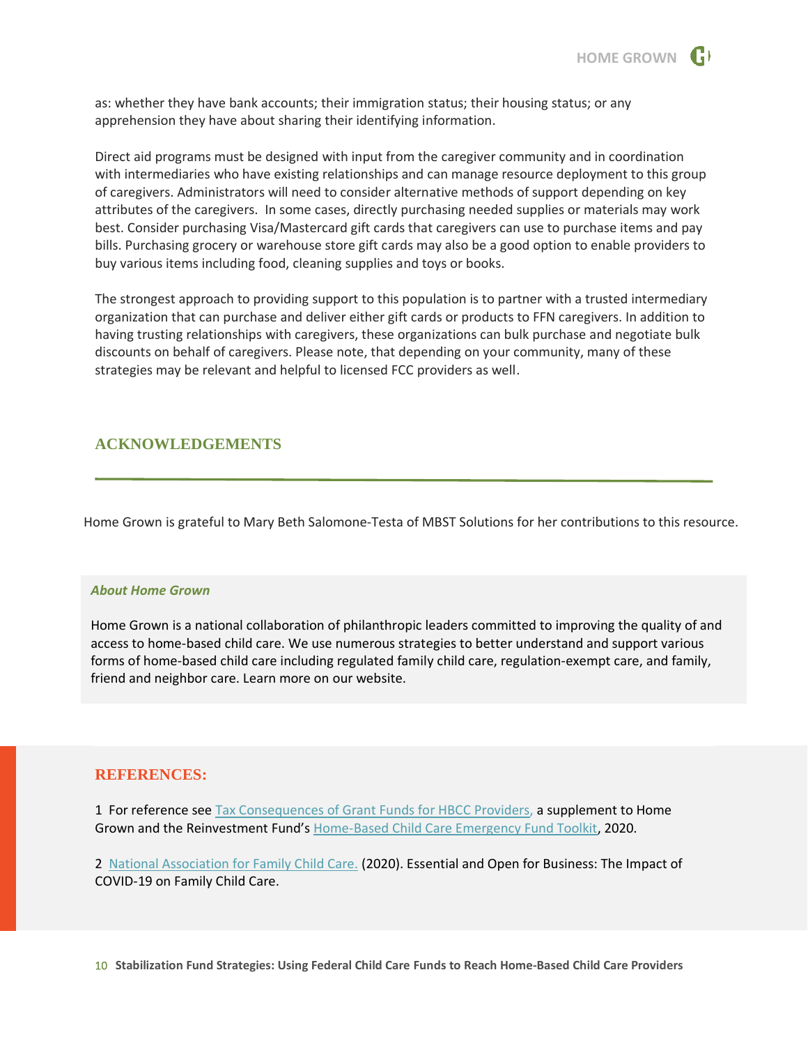as: whether they have bank accounts; their immigration status; their housing status; or any apprehension they have about sharing their identifying information.

Direct aid programs must be designed with input from the caregiver community and in coordination with intermediaries who have existing relationships and can manage resource deployment to this group of caregivers. Administrators will need to consider alternative methods of support depending on key attributes of the caregivers. In some cases, directly purchasing needed supplies or materials may work best. Consider purchasing Visa/Mastercard gift cards that caregivers can use to purchase items and pay bills. Purchasing grocery or warehouse store gift cards may also be a good option to enable providers to buy various items including food, cleaning supplies and toys or books.

The strongest approach to providing support to this population is to partner with a trusted intermediary organization that can purchase and deliver either gift cards or products to FFN caregivers. In addition to having trusting relationships with caregivers, these organizations can bulk purchase and negotiate bulk discounts on behalf of caregivers. Please note, that depending on your community, many of these strategies may be relevant and helpful to licensed FCC providers as well.

## ACKNOWLEDGEMENTS

Home Grown is grateful to Mary Beth Salomone-Testa of MBST Solutions for her contributions to this resource.

***About Home Grown***

Home Grown is a national collaboration of philanthropic leaders committed to improving the quality of and access to home-based child care. We use numerous strategies to better understand and support various forms of home-based child care including regulated family child care, regulation-exempt care, and family, friend and neighbor care. Learn more on our website.

## REFERENCES:

1 For reference see Tax Consequences of Grant Funds for HBCC Providers, a supplement to Home Grown and the Reinvestment Fund's Home-Based Child Care Emergency Fund Toolkit, 2020.

2 National Association for Family Child Care. (2020). Essential and Open for Business: The Impact of COVID-19 on Family Child Care.